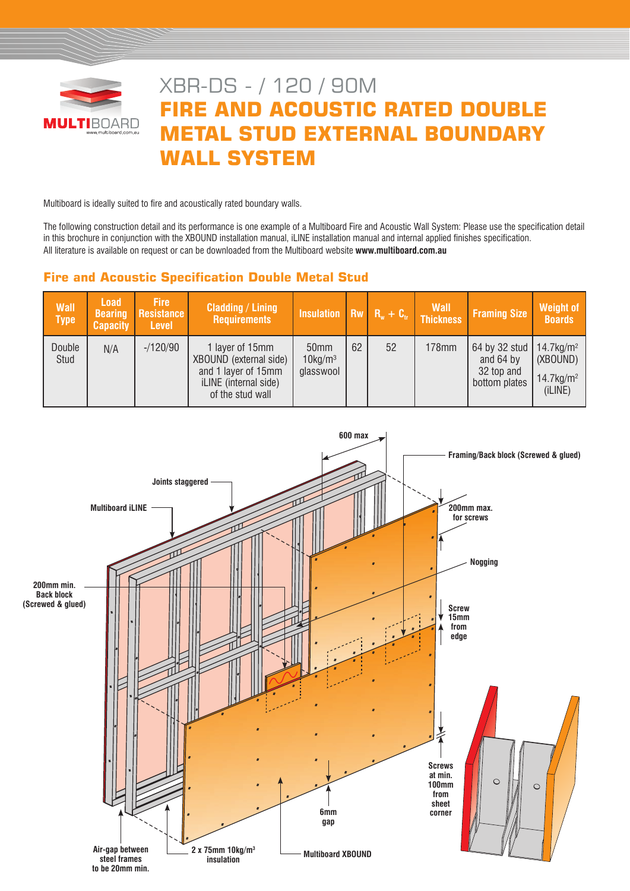# XBR-DS - / 120 / 90M

# FIRE AND ACOUSTIC RATED DOUBLE METAL STUD EXTERNAL BOUNDARY WALL SYSTEM

Multiboard is ideally suited to fire and acoustically rated boundary walls.

The following construction detail and its performance is one example of a Multiboard Fire and Acoustic Wall System: Please use the specification detail in this brochure in conjunction with the XBOUND installation manual, iLINE installation manual and internal applied finishes specification.
All literature is available on request or can be downloaded from the Multiboard website **www.multiboard.com.au**

## Fire and Acoustic Specification Double Metal Stud

| Wall Type | Load Bearing Capacity | Fire Resistance Level | Cladding / Lining Requirements | Insulation | Rw | $R_w + C_{tr}$ | Wall Thickness | Framing Size | Weight of Boards |
|---|---|---|---|---|---|---|---|---|---|
| Double Stud | N/A | -/120/90 | 1 layer of 15mm XBOUND (external side) and 1 layer of 15mm iLINE (internal side) of the stud wall | 50mm 10kg/m$^3$ glasswool | 62 | 52 | 178mm | 64 by 32 stud and 64 by 32 top and bottom plates | 14.7kg/m$^2$ (XBOUND) 14.7kg/m$^2$ (iLINE) |

600 max

Framing/Back block (Screwed & glued)

Joints staggered

Multiboard iLINE

200mm max. for screws

Nogging

200mm min. Back block (Screwed & glued)

Screw 15mm from edge

Screws at min. 100mm from sheet corner

6mm gap

Air-gap between steel frames to be 20mm min.

2 x 75mm 10kg/m$^3$ insulation

Multiboard XBOUND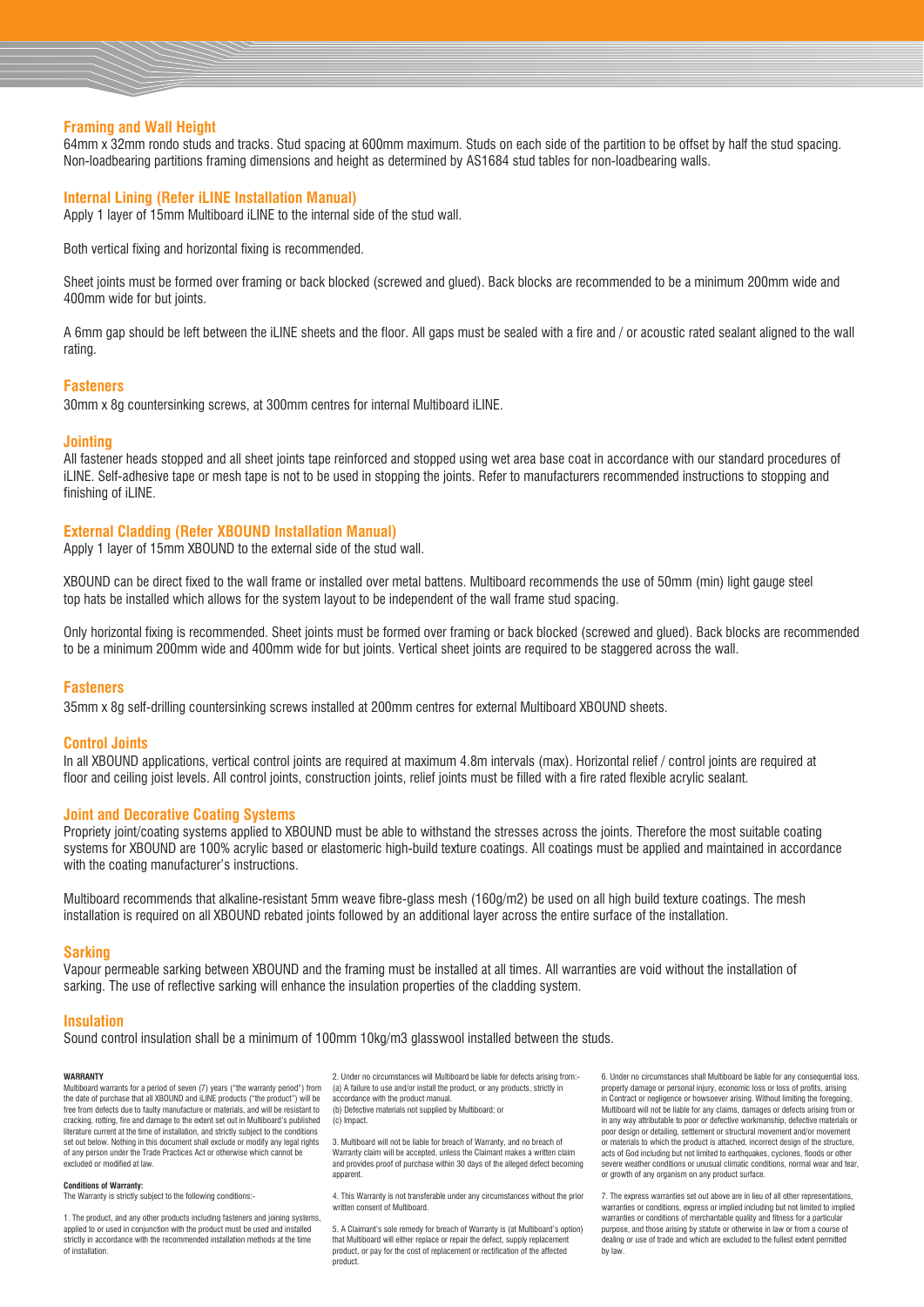## Framing and Wall Height

64mm x 32mm rondo studs and tracks. Stud spacing at 600mm maximum. Studs on each side of the partition to be offset by half the stud spacing. Non-loadbearing partitions framing dimensions and height as determined by AS1684 stud tables for non-loadbearing walls.

## Internal Lining (Refer iLINE Installation Manual)

Apply 1 layer of 15mm Multiboard iLINE to the internal side of the stud wall.

Both vertical fixing and horizontal fixing is recommended.

Sheet joints must be formed over framing or back blocked (screwed and glued). Back blocks are recommended to be a minimum 200mm wide and 400mm wide for but joints.

A 6mm gap should be left between the iLINE sheets and the floor. All gaps must be sealed with a fire and / or acoustic rated sealant aligned to the wall rating.

## Fasteners

30mm x 8g countersinking screws, at 300mm centres for internal Multiboard iLINE.

## Jointing

All fastener heads stopped and all sheet joints tape reinforced and stopped using wet area base coat in accordance with our standard procedures of iLINE. Self-adhesive tape or mesh tape is not to be used in stopping the joints. Refer to manufacturers recommended instructions to stopping and finishing of iLINE.

## External Cladding (Refer XBOUND Installation Manual)

Apply 1 layer of 15mm XBOUND to the external side of the stud wall.

XBOUND can be direct fixed to the wall frame or installed over metal battens. Multiboard recommends the use of 50mm (min) light gauge steel top hats be installed which allows for the system layout to be independent of the wall frame stud spacing.

Only horizontal fixing is recommended. Sheet joints must be formed over framing or back blocked (screwed and glued). Back blocks are recommended to be a minimum 200mm wide and 400mm wide for but joints. Vertical sheet joints are required to be staggered across the wall.

## Fasteners

35mm x 8g self-drilling countersinking screws installed at 200mm centres for external Multiboard XBOUND sheets.

## Control Joints

In all XBOUND applications, vertical control joints are required at maximum 4.8m intervals (max). Horizontal relief / control joints are required at floor and ceiling joist levels. All control joints, construction joints, relief joints must be filled with a fire rated flexible acrylic sealant.

## Joint and Decorative Coating Systems

Propriety joint/coating systems applied to XBOUND must be able to withstand the stresses across the joints. Therefore the most suitable coating systems for XBOUND are 100% acrylic based or elastomeric high-build texture coatings. All coatings must be applied and maintained in accordance with the coating manufacturer's instructions.

Multiboard recommends that alkaline-resistant 5mm weave fibre-glass mesh (160g/m2) be used on all high build texture coatings. The mesh installation is required on all XBOUND rebated joints followed by an additional layer across the entire surface of the installation.

## Sarking

Vapour permeable sarking between XBOUND and the framing must be installed at all times. All warranties are void without the installation of sarking. The use of reflective sarking will enhance the insulation properties of the cladding system.

## Insulation

Sound control insulation shall be a minimum of 100mm 10kg/m3 glasswool installed between the studs.

#### WARRANTY

Multiboard warrants for a period of seven (7) years ("the warranty period") from the date of purchase that all XBOUND and iLINE products ("the product") will be free from defects due to faulty manufacture or materials, and will be resistant to cracking, rotting, fire and damage to the extent set out in Multiboard's published literature current at the time of installation, and strictly subject to the conditions set out below. Nothing in this document shall exclude or modify any legal rights of any person under the Trade Practices Act or otherwise which cannot be excluded or modified at law.

**Conditions of Warranty:**
The Warranty is strictly subject to the following conditions:-

1. The product, and any other products including fasteners and joining systems, applied to or used in conjunction with the product must be used and installed strictly in accordance with the recommended installation methods at the time of installation.

2. Under no circumstances will Multiboard be liable for defects arising from:-
(a) A failure to use and/or install the product, or any products, strictly in accordance with the product manual.
(b) Defective materials not supplied by Multiboard; or
(c) Impact.

3. Multiboard will not be liable for breach of Warranty, and no breach of Warranty claim will be accepted, unless the Claimant makes a written claim and provides proof of purchase within 30 days of the alleged defect becoming apparent.

4. This Warranty is not transferable under any circumstances without the prior written consent of Multiboard.

5. A Claimant's sole remedy for breach of Warranty is (at Multiboard's option) that Multiboard will either replace or repair the defect, supply replacement product, or pay for the cost of replacement or rectification of the affected product.

6. Under no circumstances shall Multiboard be liable for any consequential loss, property damage or personal injury, economic loss or loss of profits, arising in Contract or negligence or howsoever arising. Without limiting the foregoing, Multiboard will not be liable for any claims, damages or defects arising from or in any way attributable to poor or defective workmanship, defective materials or poor design or detailing, settlement or structural movement and/or movement or materials to which the product is attached, incorrect design of the structure, acts of God including but not limited to earthquakes, cyclones, floods or other severe weather conditions or unusual climatic conditions, normal wear and tear, or growth of any organism on any product surface.

7. The express warranties set out above are in lieu of all other representations, warranties or conditions, express or implied including but not limited to implied warranties or conditions of merchantable quality and fitness for a particular purpose, and those arising by statute or otherwise in law or from a course of dealing or use of trade and which are excluded to the fullest extent permitted by law.